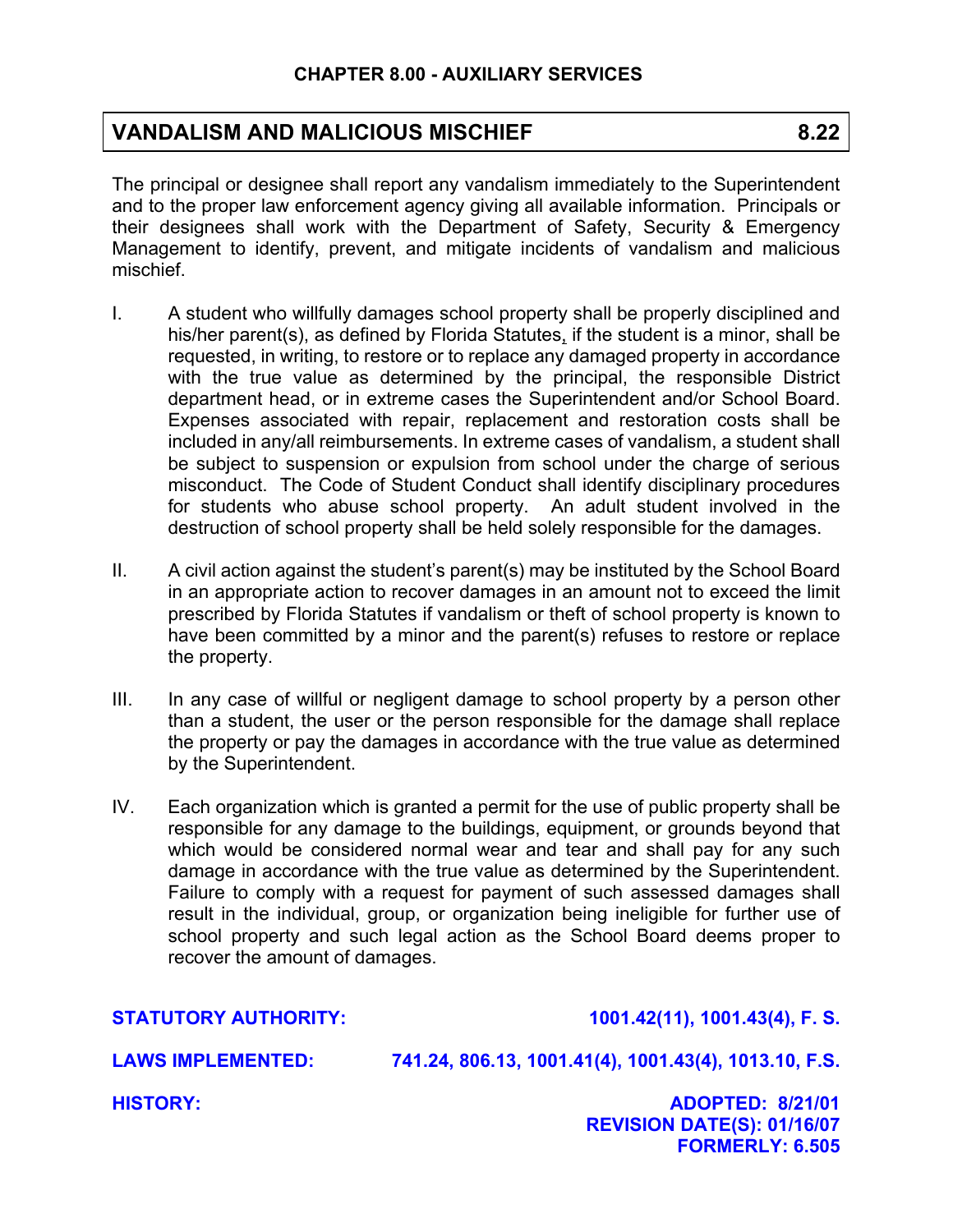## CHAPTER 8.00 - AUXILIARY SERVICES

# VANDALISM AND MALICIOUS MISCHIEF 8.22

The principal or designee shall report any vandalism immediately to the Superintendent and to the proper law enforcement agency giving all available information. Principals or their designees shall work with the Department of Safety, Security & Emergency Management to identify, prevent, and mitigate incidents of vandalism and malicious mischief.

I. A student who willfully damages school property shall be properly disciplined and his/her parent(s), as defined by Florida Statutes, if the student is a minor, shall be requested, in writing, to restore or to replace any damaged property in accordance with the true value as determined by the principal, the responsible District department head, or in extreme cases the Superintendent and/or School Board. Expenses associated with repair, replacement and restoration costs shall be included in any/all reimbursements. In extreme cases of vandalism, a student shall be subject to suspension or expulsion from school under the charge of serious misconduct. The Code of Student Conduct shall identify disciplinary procedures for students who abuse school property. An adult student involved in the destruction of school property shall be held solely responsible for the damages.

II. A civil action against the student's parent(s) may be instituted by the School Board in an appropriate action to recover damages in an amount not to exceed the limit prescribed by Florida Statutes if vandalism or theft of school property is known to have been committed by a minor and the parent(s) refuses to restore or replace the property.

III. In any case of willful or negligent damage to school property by a person other than a student, the user or the person responsible for the damage shall replace the property or pay the damages in accordance with the true value as determined by the Superintendent.

IV. Each organization which is granted a permit for the use of public property shall be responsible for any damage to the buildings, equipment, or grounds beyond that which would be considered normal wear and tear and shall pay for any such damage in accordance with the true value as determined by the Superintendent. Failure to comply with a request for payment of such assessed damages shall result in the individual, group, or organization being ineligible for further use of school property and such legal action as the School Board deems proper to recover the amount of damages.

**STATUTORY AUTHORITY:** 1001.42(11), 1001.43(4), F. S.

**LAWS IMPLEMENTED:** 741.24, 806.13, 1001.41(4), 1001.43(4), 1013.10, F.S.

**HISTORY:**
ADOPTED: 8/21/01
REVISION DATE(S): 01/16/07
FORMERLY: 6.505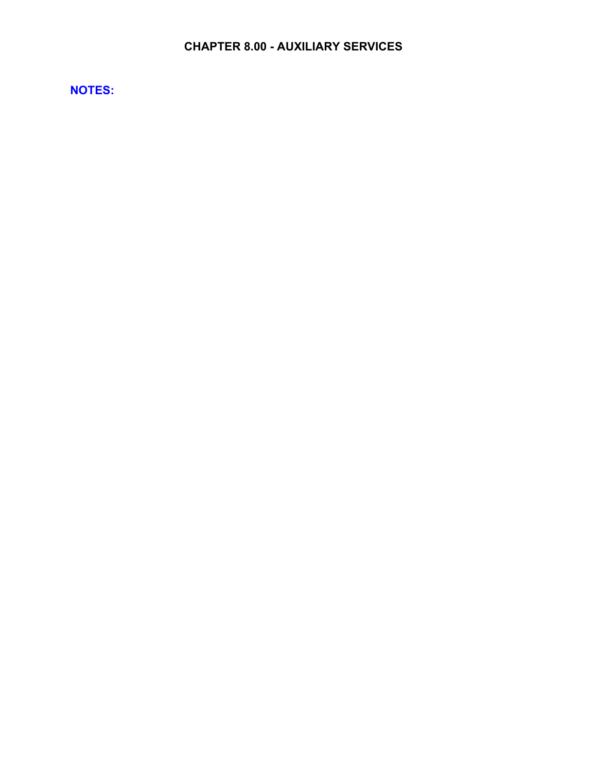# CHAPTER 8.00 - AUXILIARY SERVICES

**NOTES:**